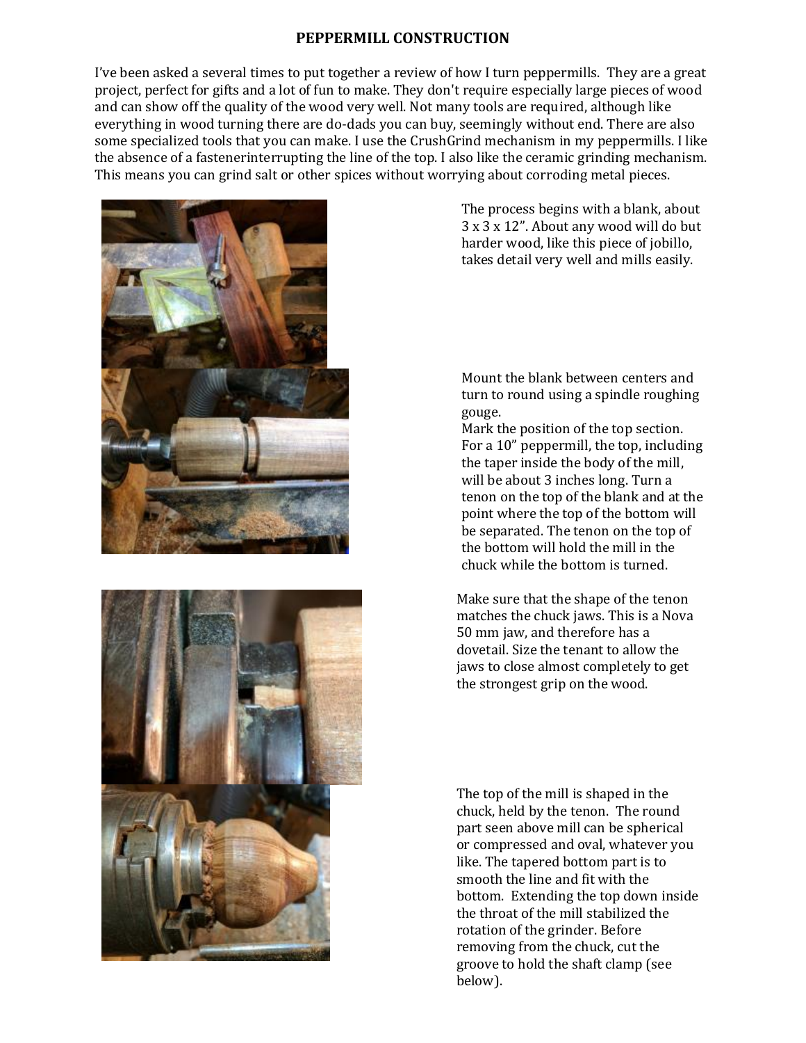# PEPPERMILL CONSTRUCTION

I've been asked a several times to put together a review of how I turn peppermills. They are a great project, perfect for gifts and a lot of fun to make. They don't require especially large pieces of wood and can show off the quality of the wood very well. Not many tools are required, although like everything in wood turning there are do-dads you can buy, seemingly without end. There are also some specialized tools that you can make. I use the CrushGrind mechanism in my peppermills. I like the absence of a fastenerinterrupting the line of the top. I also like the ceramic grinding mechanism. This means you can grind salt or other spices without worrying about corroding metal pieces.

The process begins with a blank, about 3 x 3 x 12". About any wood will do but harder wood, like this piece of jobillo, takes detail very well and mills easily.

Mount the blank between centers and turn to round using a spindle roughing gouge.

Mark the position of the top section. For a 10" peppermill, the top, including the taper inside the body of the mill, will be about 3 inches long. Turn a tenon on the top of the blank and at the point where the top of the bottom will be separated. The tenon on the top of the bottom will hold the mill in the chuck while the bottom is turned.

Make sure that the shape of the tenon matches the chuck jaws. This is a Nova 50 mm jaw, and therefore has a dovetail. Size the tenant to allow the jaws to close almost completely to get the strongest grip on the wood.

The top of the mill is shaped in the chuck, held by the tenon. The round part seen above mill can be spherical or compressed and oval, whatever you like. The tapered bottom part is to smooth the line and fit with the bottom. Extending the top down inside the throat of the mill stabilized the rotation of the grinder. Before removing from the chuck, cut the groove to hold the shaft clamp (see below).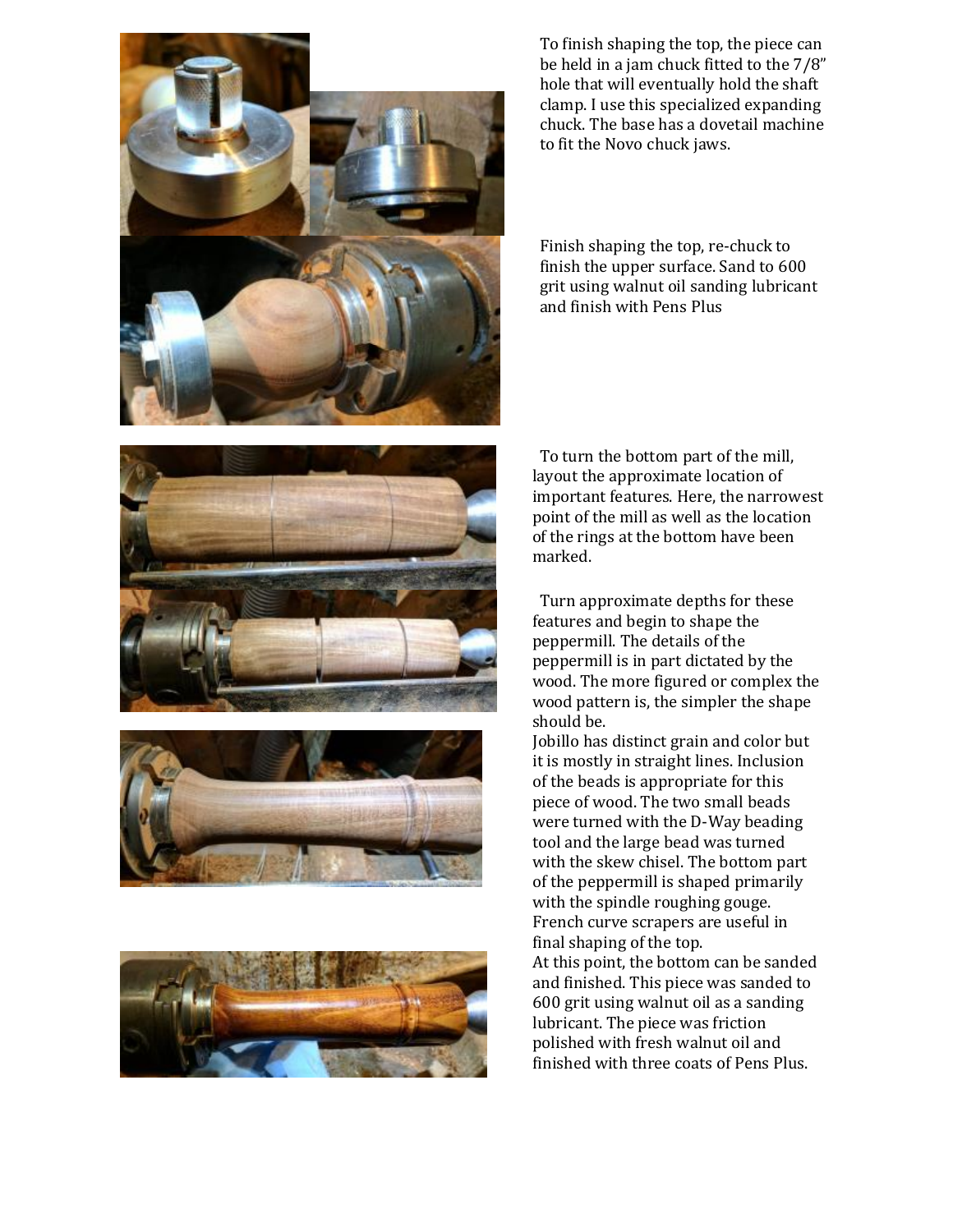To finish shaping the top, the piece can be held in a jam chuck fitted to the 7/8" hole that will eventually hold the shaft clamp. I use this specialized expanding chuck. The base has a dovetail machine to fit the Novo chuck jaws.

Finish shaping the top, re-chuck to finish the upper surface. Sand to 600 grit using walnut oil sanding lubricant and finish with Pens Plus

To turn the bottom part of the mill, layout the approximate location of important features. Here, the narrowest point of the mill as well as the location of the rings at the bottom have been marked.

Turn approximate depths for these features and begin to shape the peppermill. The details of the peppermill is in part dictated by the wood. The more figured or complex the wood pattern is, the simpler the shape should be.

Jobillo has distinct grain and color but it is mostly in straight lines. Inclusion of the beads is appropriate for this piece of wood. The two small beads were turned with the D-Way beading tool and the large bead was turned with the skew chisel. The bottom part of the peppermill is shaped primarily with the spindle roughing gouge. French curve scrapers are useful in final shaping of the top.

At this point, the bottom can be sanded and finished. This piece was sanded to 600 grit using walnut oil as a sanding lubricant. The piece was friction polished with fresh walnut oil and finished with three coats of Pens Plus.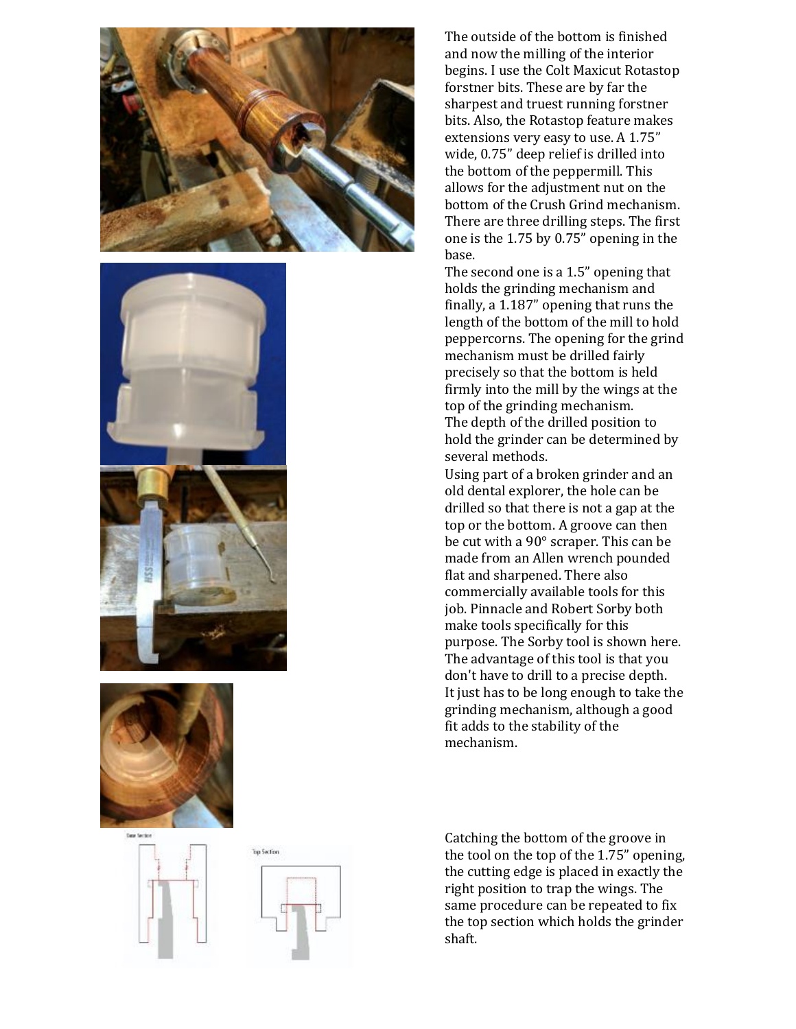The outside of the bottom is finished and now the milling of the interior begins. I use the Colt Maxicut Rotastop forstner bits. These are by far the sharpest and truest running forstner bits. Also, the Rotastop feature makes extensions very easy to use. A 1.75” wide, 0.75” deep relief is drilled into the bottom of the peppermill. This allows for the adjustment nut on the bottom of the Crush Grind mechanism. There are three drilling steps. The first one is the 1.75 by 0.75” opening in the base.

The second one is a 1.5” opening that holds the grinding mechanism and finally, a 1.187” opening that runs the length of the bottom of the mill to hold peppercorns. The opening for the grind mechanism must be drilled fairly precisely so that the bottom is held firmly into the mill by the wings at the top of the grinding mechanism.

The depth of the drilled position to hold the grinder can be determined by several methods.

Using part of a broken grinder and an old dental explorer, the hole can be drilled so that there is not a gap at the top or the bottom. A groove can then be cut with a 90° scraper. This can be made from an Allen wrench pounded flat and sharpened. There also commercially available tools for this job. Pinnacle and Robert Sorby both make tools specifically for this purpose. The Sorby tool is shown here. The advantage of this tool is that you don't have to drill to a precise depth. It just has to be long enough to take the grinding mechanism, although a good fit adds to the stability of the mechanism.

Catching the bottom of the groove in the tool on the top of the 1.75” opening, the cutting edge is placed in exactly the right position to trap the wings. The same procedure can be repeated to fix the top section which holds the grinder shaft.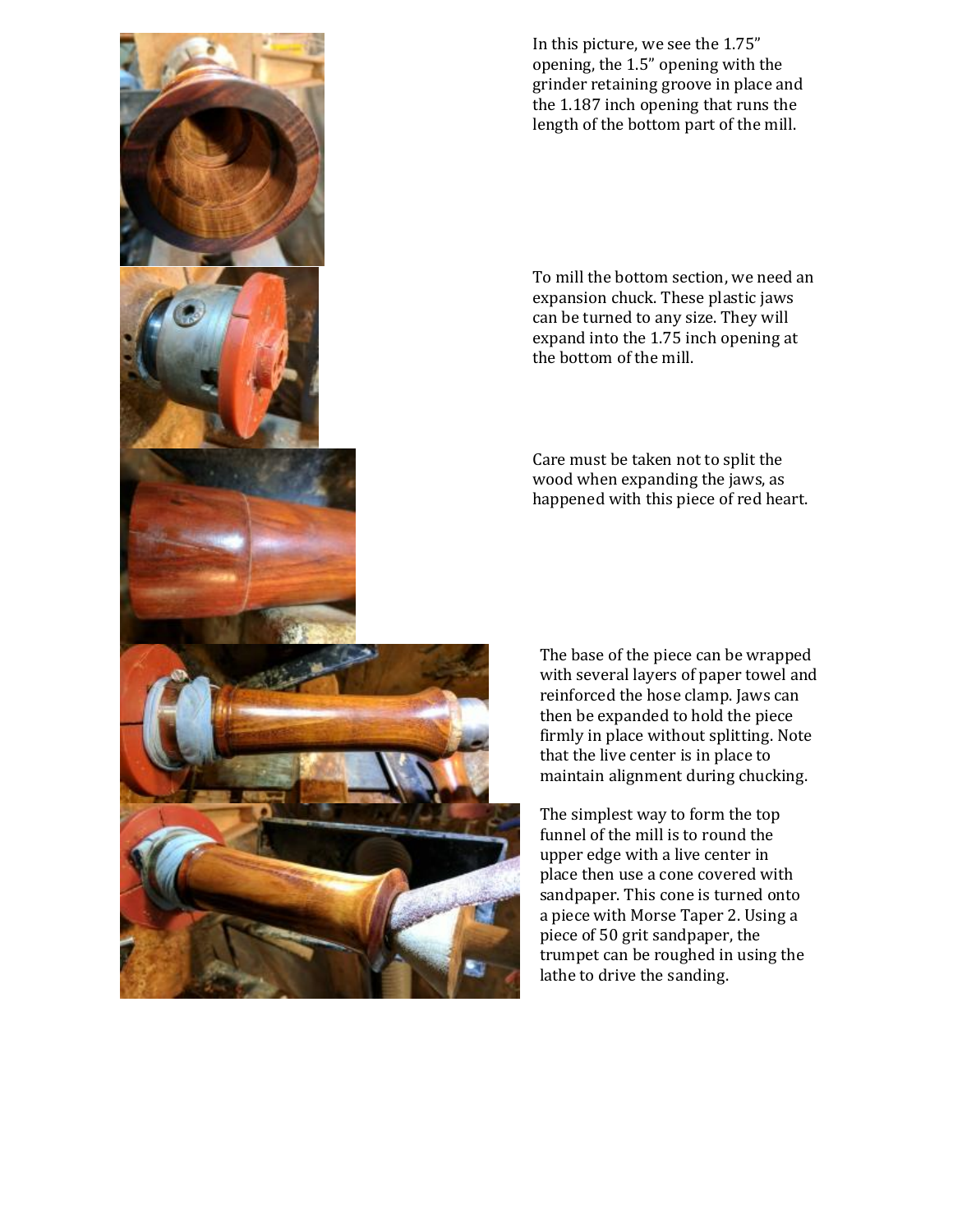In this picture, we see the 1.75" opening, the 1.5" opening with the grinder retaining groove in place and the 1.187 inch opening that runs the length of the bottom part of the mill.

To mill the bottom section, we need an expansion chuck. These plastic jaws can be turned to any size. They will expand into the 1.75 inch opening at the bottom of the mill.

Care must be taken not to split the wood when expanding the jaws, as happened with this piece of red heart.

The base of the piece can be wrapped with several layers of paper towel and reinforced the hose clamp. Jaws can then be expanded to hold the piece firmly in place without splitting. Note that the live center is in place to maintain alignment during chucking.

The simplest way to form the top funnel of the mill is to round the upper edge with a live center in place then use a cone covered with sandpaper. This cone is turned onto a piece with Morse Taper 2. Using a piece of 50 grit sandpaper, the trumpet can be roughed in using the lathe to drive the sanding.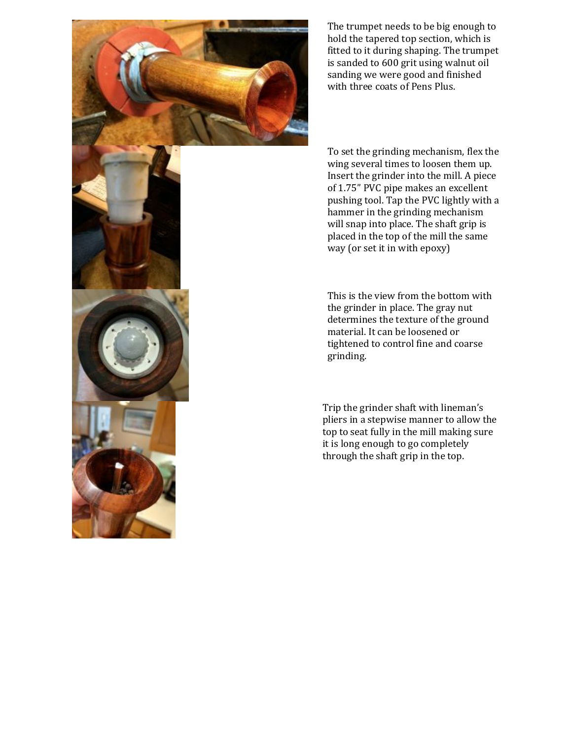The trumpet needs to be big enough to hold the tapered top section, which is fitted to it during shaping. The trumpet is sanded to 600 grit using walnut oil sanding we were good and finished with three coats of Pens Plus.

To set the grinding mechanism, flex the wing several times to loosen them up. Insert the grinder into the mill. A piece of 1.75" PVC pipe makes an excellent pushing tool. Tap the PVC lightly with a hammer in the grinding mechanism will snap into place. The shaft grip is placed in the top of the mill the same way (or set it in with epoxy)

This is the view from the bottom with the grinder in place. The gray nut determines the texture of the ground material. It can be loosened or tightened to control fine and coarse grinding.

Trip the grinder shaft with lineman's pliers in a stepwise manner to allow the top to seat fully in the mill making sure it is long enough to go completely through the shaft grip in the top.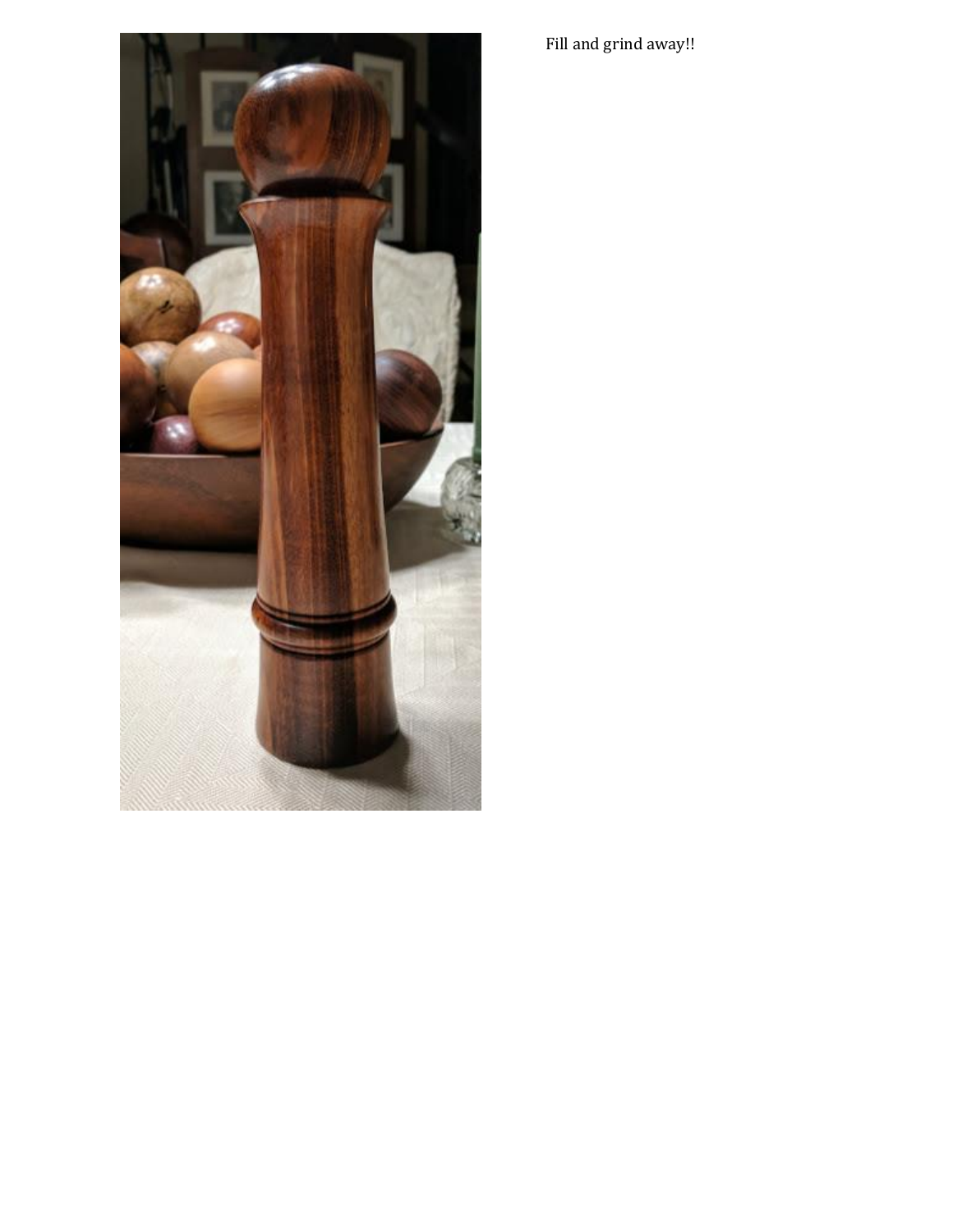Fill and grind away!!